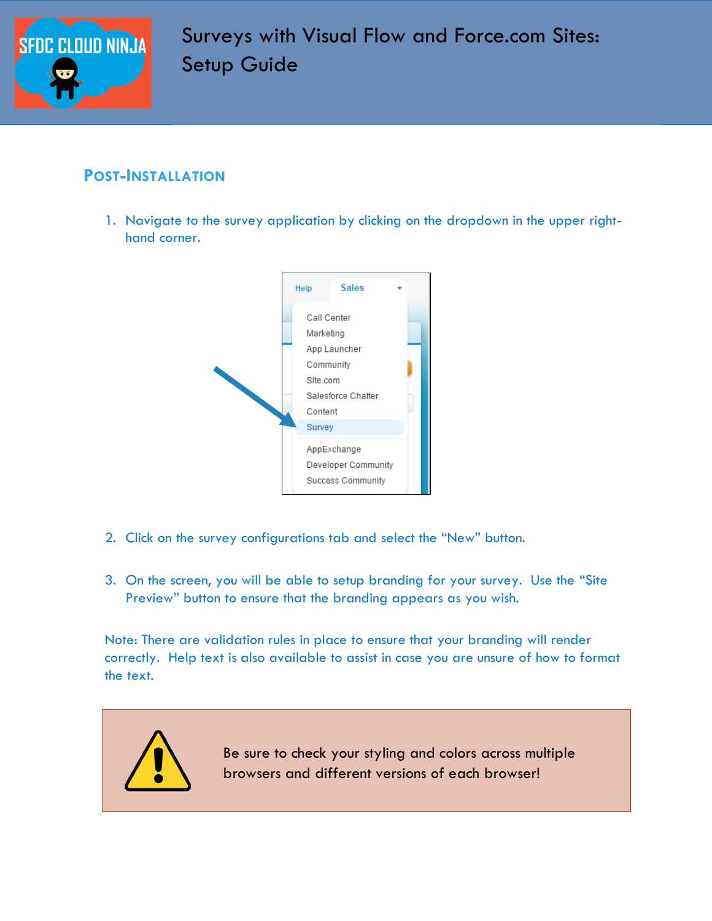# Surveys with Visual Flow and Force.com Sites: Setup Guide

## Post-Installation

1. Navigate to the survey application by clicking on the dropdown in the upper right-hand corner.

2. Click on the survey configurations tab and select the "New" button.

3. On the screen, you will be able to setup branding for your survey. Use the "Site Preview" button to ensure that the branding appears as you wish.

Note: There are validation rules in place to ensure that your branding will render correctly. Help text is also available to assist in case you are unsure of how to format the text.

Be sure to check your styling and colors across multiple browsers and different versions of each browser!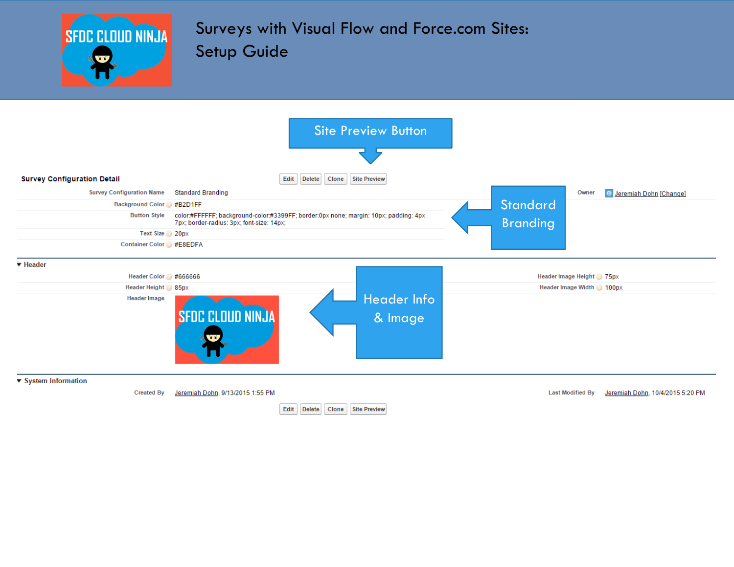# Surveys with Visual Flow and Force.com Sites: Setup Guide

**Site Preview Button**

### Survey Configuration Detail

Edit | Delete | Clone | Site Preview

| Field | Value |
|---|---|
| Survey Configuration Name | Standard Branding |
| Background Color | #B2D1FF |
| Button Style | color:#FFFFFF; background-color:#3399FF; border:0px none; margin: 10px; padding: 4px 7px; border-radius: 3px; font-size: 14px; |
| Text Size | 20px |
| Container Color | #E8EDFA |

Owner: Jeremiah Dohn [Change]

**Standard Branding**

### Header

| Field | Value | Field | Value |
|---|---|---|---|
| Header Color | #666666 | Header Image Height | 75px |
| Header Height | 85px | Header Image Width | 100px |
| Header Image | | | |

**Header Info & Image**

### System Information

| Field | Value | Field | Value |
|---|---|---|---|
| Created By | Jeremiah Dohn, 9/13/2015 1:55 PM | Last Modified By | Jeremiah Dohn, 10/4/2015 5:20 PM |

Edit | Delete | Clone | Site Preview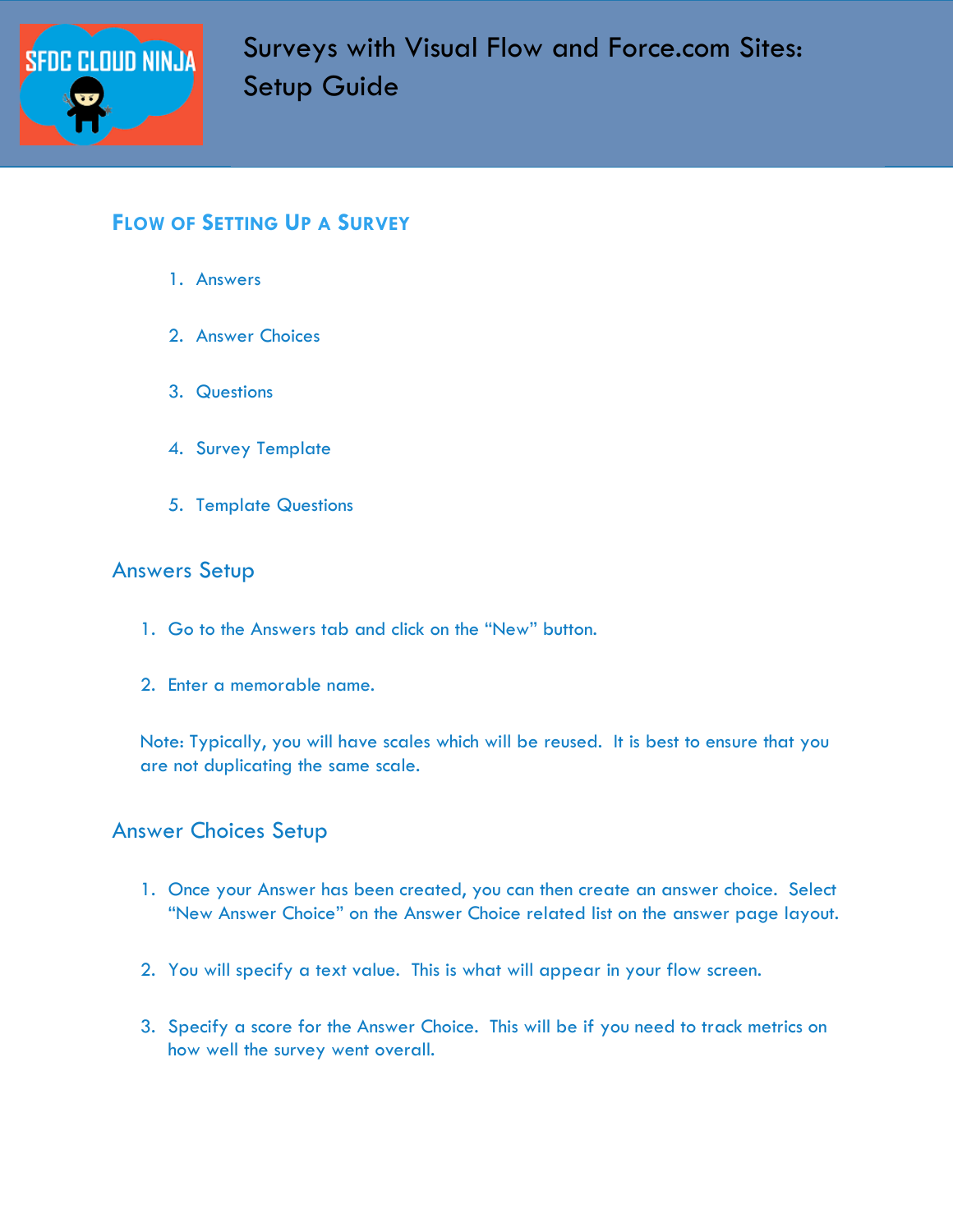# Surveys with Visual Flow and Force.com Sites: Setup Guide

## Flow of Setting Up a Survey

1. Answers
2. Answer Choices
3. Questions
4. Survey Template
5. Template Questions

## Answers Setup

1. Go to the Answers tab and click on the "New" button.
2. Enter a memorable name.

Note: Typically, you will have scales which will be reused. It is best to ensure that you are not duplicating the same scale.

## Answer Choices Setup

1. Once your Answer has been created, you can then create an answer choice. Select "New Answer Choice" on the Answer Choice related list on the answer page layout.
2. You will specify a text value. This is what will appear in your flow screen.
3. Specify a score for the Answer Choice. This will be if you need to track metrics on how well the survey went overall.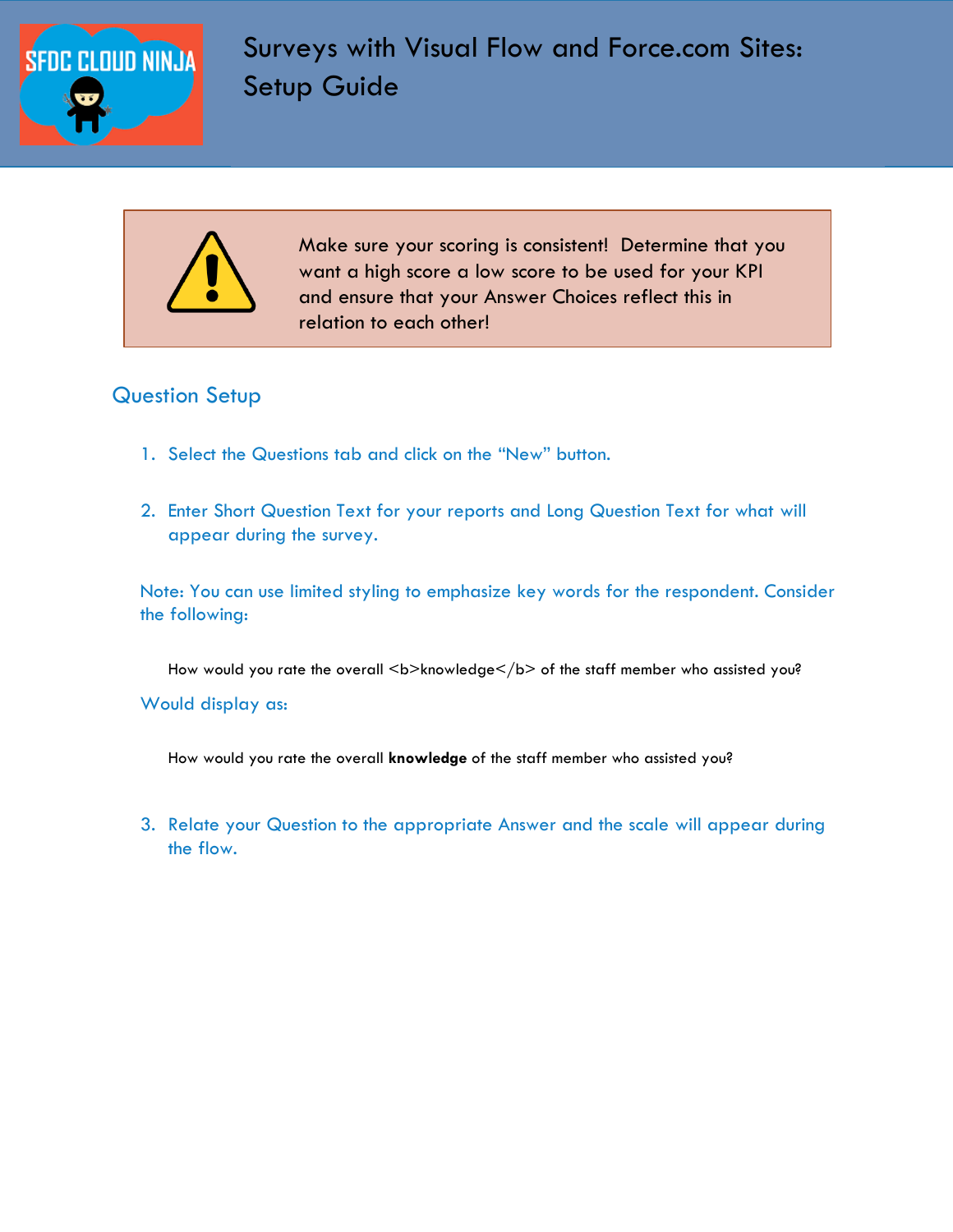Make sure your scoring is consistent! Determine that you want a high score a low score to be used for your KPI and ensure that your Answer Choices reflect this in relation to each other!

## Question Setup

1. Select the Questions tab and click on the "New" button.

2. Enter Short Question Text for your reports and Long Question Text for what will appear during the survey.

Note: You can use limited styling to emphasize key words for the respondent. Consider the following:

How would you rate the overall <b>knowledge</b> of the staff member who assisted you?

Would display as:

How would you rate the overall **knowledge** of the staff member who assisted you?

3. Relate your Question to the appropriate Answer and the scale will appear during the flow.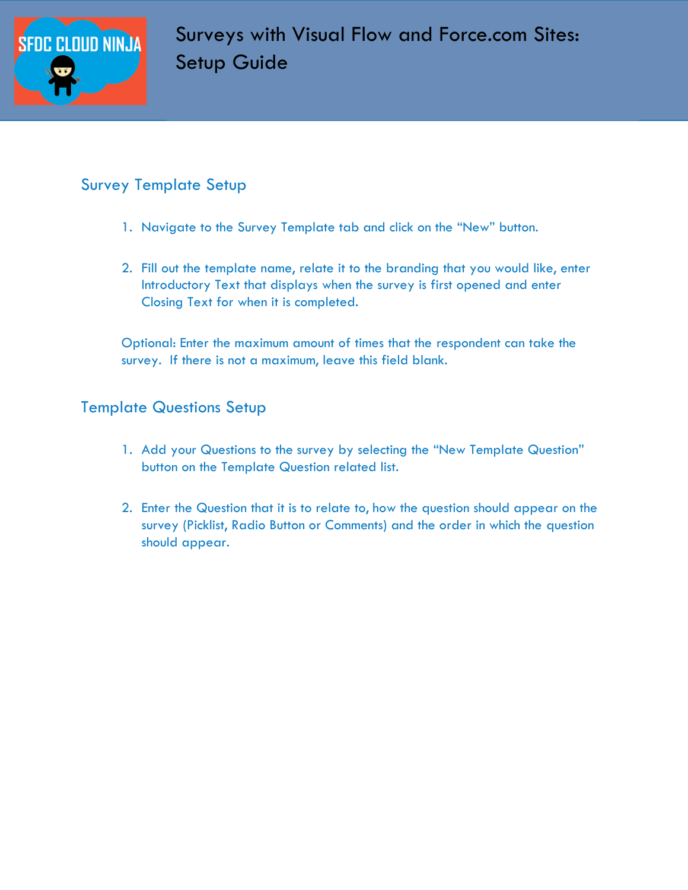# Surveys with Visual Flow and Force.com Sites: Setup Guide

## Survey Template Setup

1. Navigate to the Survey Template tab and click on the "New" button.

2. Fill out the template name, relate it to the branding that you would like, enter Introductory Text that displays when the survey is first opened and enter Closing Text for when it is completed.

Optional: Enter the maximum amount of times that the respondent can take the survey. If there is not a maximum, leave this field blank.

## Template Questions Setup

1. Add your Questions to the survey by selecting the "New Template Question" button on the Template Question related list.

2. Enter the Question that it is to relate to, how the question should appear on the survey (Picklist, Radio Button or Comments) and the order in which the question should appear.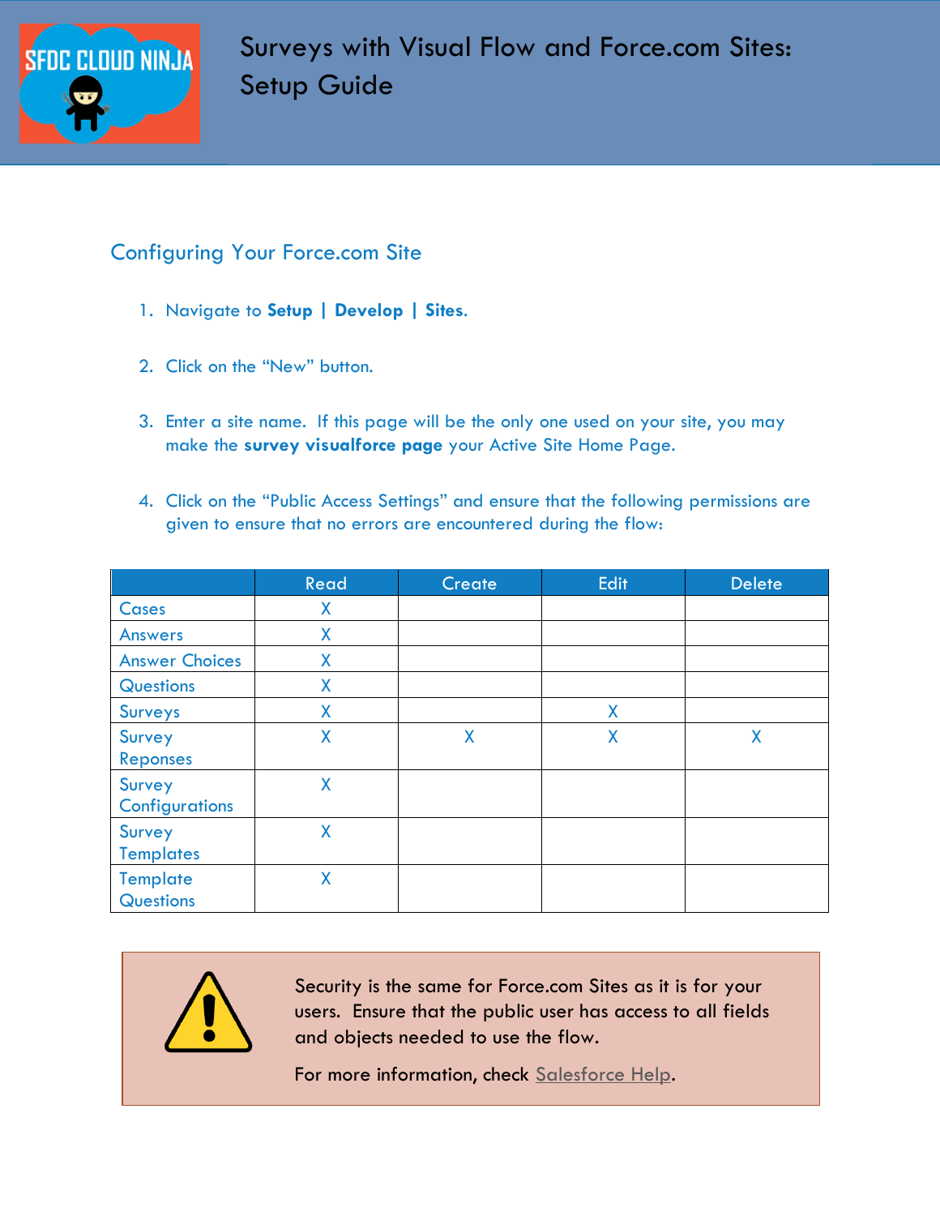# Surveys with Visual Flow and Force.com Sites: Setup Guide

## Configuring Your Force.com Site

1. Navigate to **Setup | Develop | Sites**.
2. Click on the "New" button.
3. Enter a site name. If this page will be the only one used on your site, you may make the **survey visualforce page** your Active Site Home Page.
4. Click on the "Public Access Settings" and ensure that the following permissions are given to ensure that no errors are encountered during the flow:

| | Read | Create | Edit | Delete |
|---|---|---|---|---|
| Cases | X | | | |
| Answers | X | | | |
| Answer Choices | X | | | |
| Questions | X | | | |
| Surveys | X | | X | |
| Survey Reponses | X | X | X | X |
| Survey Configurations | X | | | |
| Survey Templates | X | | | |
| Template Questions | X | | | |

Security is the same for Force.com Sites as it is for your users. Ensure that the public user has access to all fields and objects needed to use the flow.

For more information, check Salesforce Help.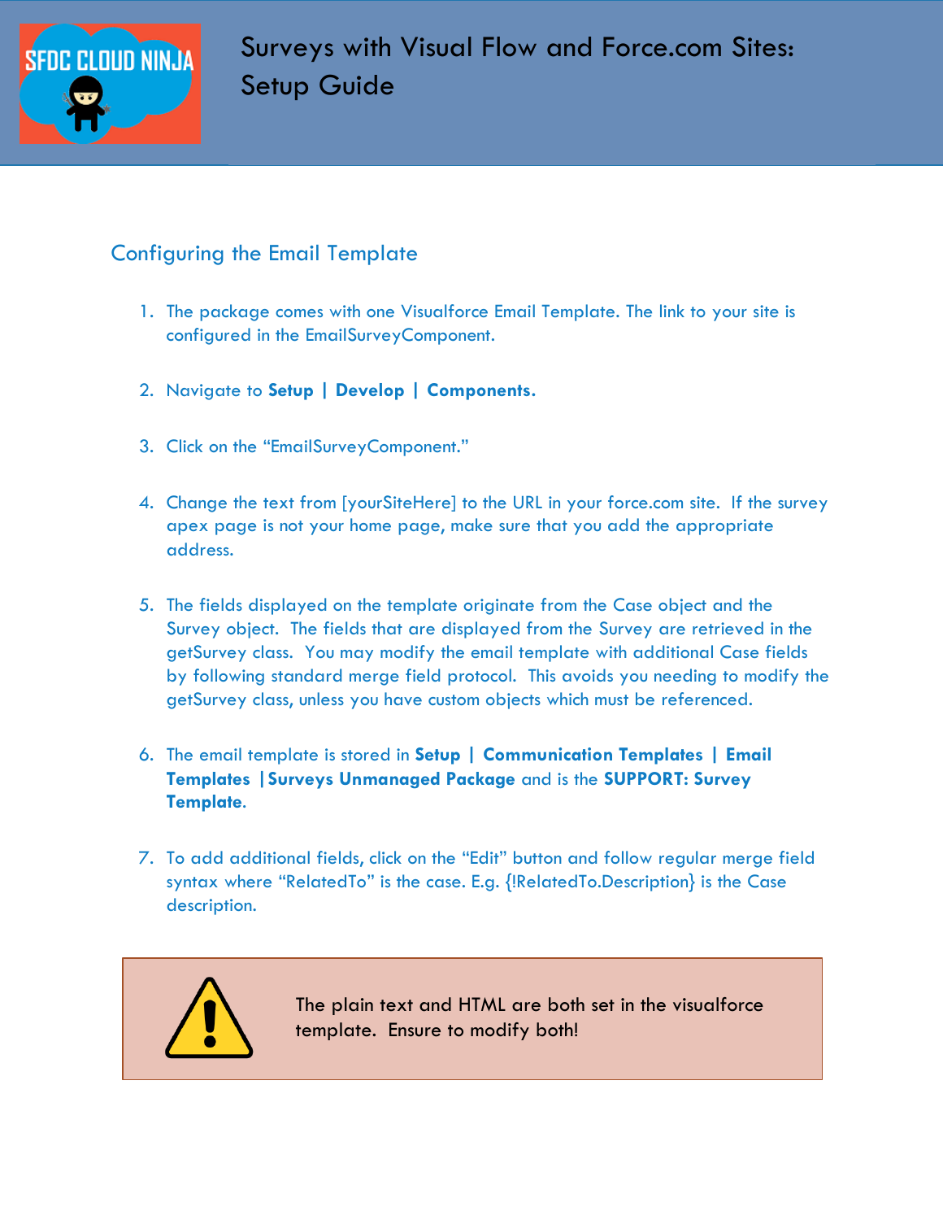## Configuring the Email Template

1. The package comes with one Visualforce Email Template. The link to your site is configured in the EmailSurveyComponent.

2. Navigate to **Setup | Develop | Components.**

3. Click on the "EmailSurveyComponent."

4. Change the text from [yourSiteHere] to the URL in your force.com site. If the survey apex page is not your home page, make sure that you add the appropriate address.

5. The fields displayed on the template originate from the Case object and the Survey object. The fields that are displayed from the Survey are retrieved in the getSurvey class. You may modify the email template with additional Case fields by following standard merge field protocol. This avoids you needing to modify the getSurvey class, unless you have custom objects which must be referenced.

6. The email template is stored in **Setup | Communication Templates | Email Templates |Surveys Unmanaged Package** and is the **SUPPORT: Survey Template**.

7. To add additional fields, click on the "Edit" button and follow regular merge field syntax where "RelatedTo" is the case. E.g. {!RelatedTo.Description} is the Case description.

> The plain text and HTML are both set in the visualforce template. Ensure to modify both!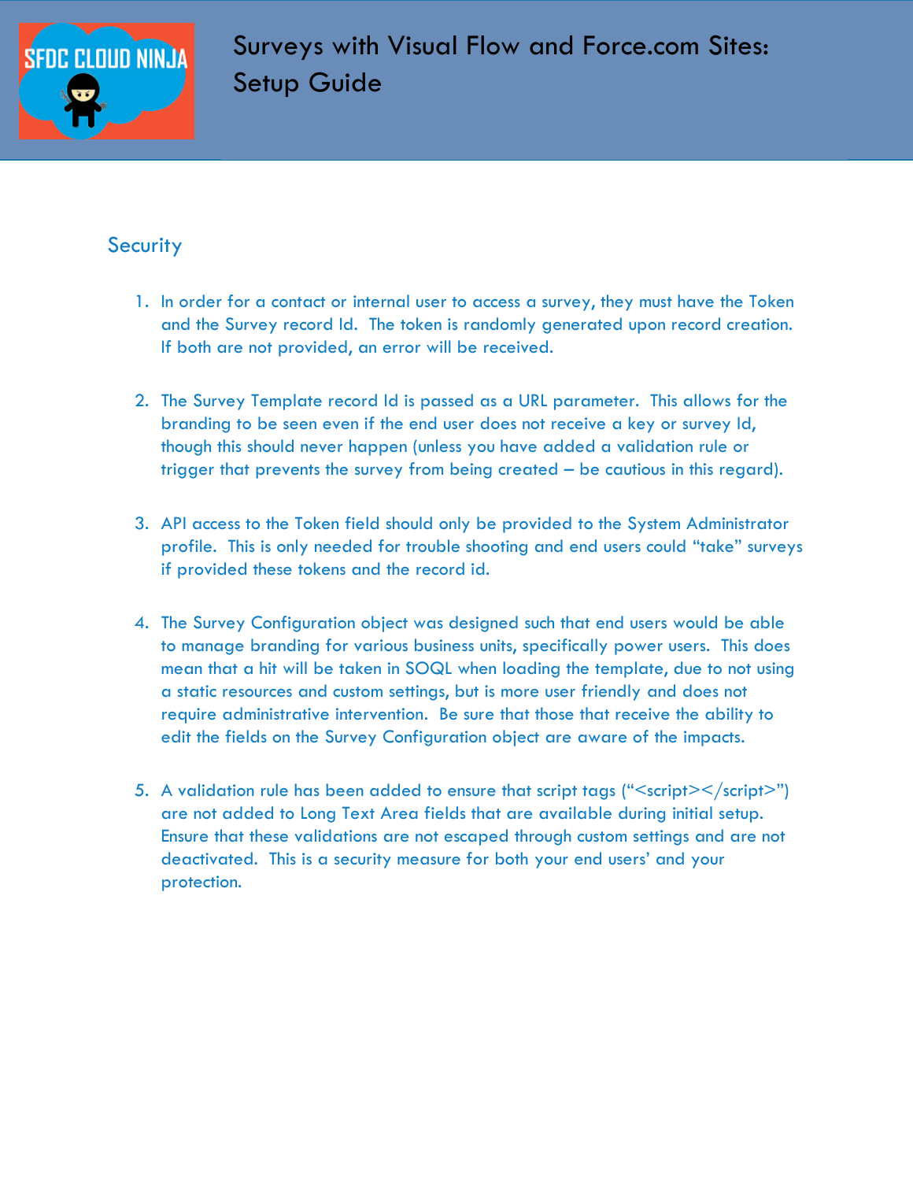## Security

1. In order for a contact or internal user to access a survey, they must have the Token and the Survey record Id. The token is randomly generated upon record creation. If both are not provided, an error will be received.

2. The Survey Template record Id is passed as a URL parameter. This allows for the branding to be seen even if the end user does not receive a key or survey Id, though this should never happen (unless you have added a validation rule or trigger that prevents the survey from being created – be cautious in this regard).

3. API access to the Token field should only be provided to the System Administrator profile. This is only needed for trouble shooting and end users could "take" surveys if provided these tokens and the record id.

4. The Survey Configuration object was designed such that end users would be able to manage branding for various business units, specifically power users. This does mean that a hit will be taken in SOQL when loading the template, due to not using a static resources and custom settings, but is more user friendly and does not require administrative intervention. Be sure that those that receive the ability to edit the fields on the Survey Configuration object are aware of the impacts.

5. A validation rule has been added to ensure that script tags ("<script></script>") are not added to Long Text Area fields that are available during initial setup. Ensure that these validations are not escaped through custom settings and are not deactivated. This is a security measure for both your end users' and your protection.